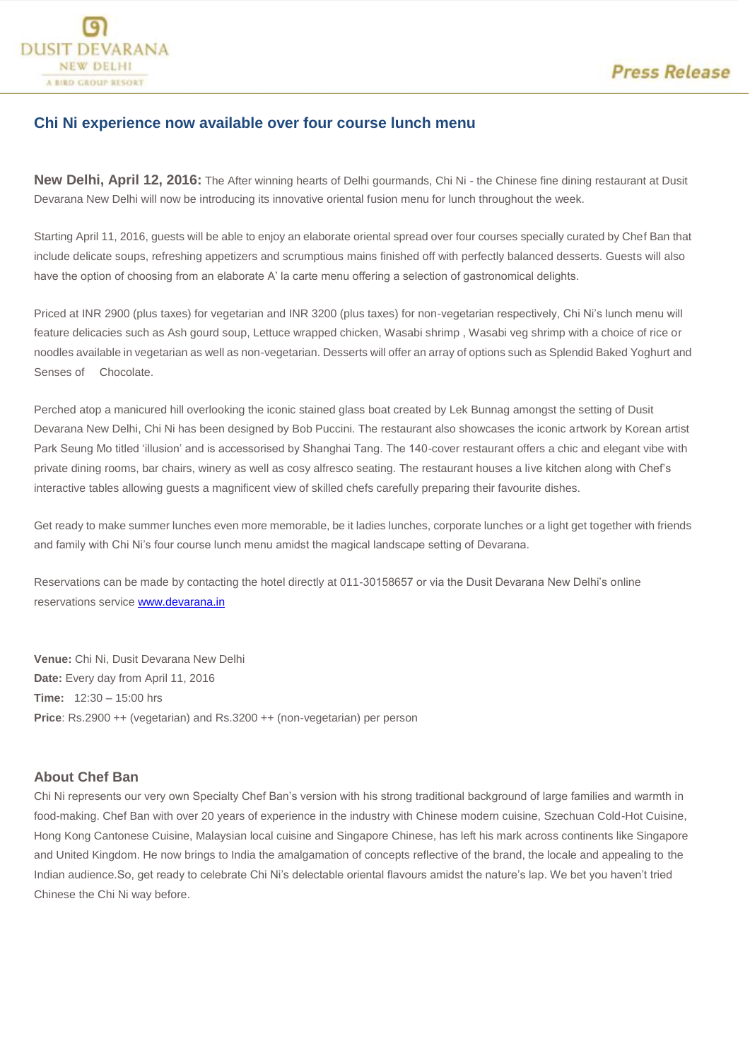DUSIT DEVARANA
NEW DELHI
A BIRD GROUP RESORT

Press Release

## Chi Ni experience now available over four course lunch menu

**New Delhi, April 12, 2016:** The After winning hearts of Delhi gourmands, Chi Ni - the Chinese fine dining restaurant at Dusit Devarana New Delhi will now be introducing its innovative oriental fusion menu for lunch throughout the week.

Starting April 11, 2016, guests will be able to enjoy an elaborate oriental spread over four courses specially curated by Chef Ban that include delicate soups, refreshing appetizers and scrumptious mains finished off with perfectly balanced desserts. Guests will also have the option of choosing from an elaborate A' la carte menu offering a selection of gastronomical delights.

Priced at INR 2900 (plus taxes) for vegetarian and INR 3200 (plus taxes) for non-vegetarian respectively, Chi Ni's lunch menu will feature delicacies such as Ash gourd soup, Lettuce wrapped chicken, Wasabi shrimp , Wasabi veg shrimp with a choice of rice or noodles available in vegetarian as well as non-vegetarian. Desserts will offer an array of options such as Splendid Baked Yoghurt and Senses of Chocolate.

Perched atop a manicured hill overlooking the iconic stained glass boat created by Lek Bunnag amongst the setting of Dusit Devarana New Delhi, Chi Ni has been designed by Bob Puccini. The restaurant also showcases the iconic artwork by Korean artist Park Seung Mo titled 'illusion' and is accessorised by Shanghai Tang. The 140-cover restaurant offers a chic and elegant vibe with private dining rooms, bar chairs, winery as well as cosy alfresco seating. The restaurant houses a live kitchen along with Chef's interactive tables allowing guests a magnificent view of skilled chefs carefully preparing their favourite dishes.

Get ready to make summer lunches even more memorable, be it ladies lunches, corporate lunches or a light get together with friends and family with Chi Ni's four course lunch menu amidst the magical landscape setting of Devarana.

Reservations can be made by contacting the hotel directly at 011-30158657 or via the Dusit Devarana New Delhi's online reservations service [www.devarana.in](http://www.devarana.in)

**Venue:** Chi Ni, Dusit Devarana New Delhi
**Date:** Every day from April 11, 2016
**Time:** 12:30 – 15:00 hrs
**Price**: Rs.2900 ++ (vegetarian) and Rs.3200 ++ (non-vegetarian) per person

### About Chef Ban

Chi Ni represents our very own Specialty Chef Ban's version with his strong traditional background of large families and warmth in food-making. Chef Ban with over 20 years of experience in the industry with Chinese modern cuisine, Szechuan Cold-Hot Cuisine, Hong Kong Cantonese Cuisine, Malaysian local cuisine and Singapore Chinese, has left his mark across continents like Singapore and United Kingdom. He now brings to India the amalgamation of concepts reflective of the brand, the locale and appealing to the Indian audience.So, get ready to celebrate Chi Ni's delectable oriental flavours amidst the nature's lap. We bet you haven't tried Chinese the Chi Ni way before.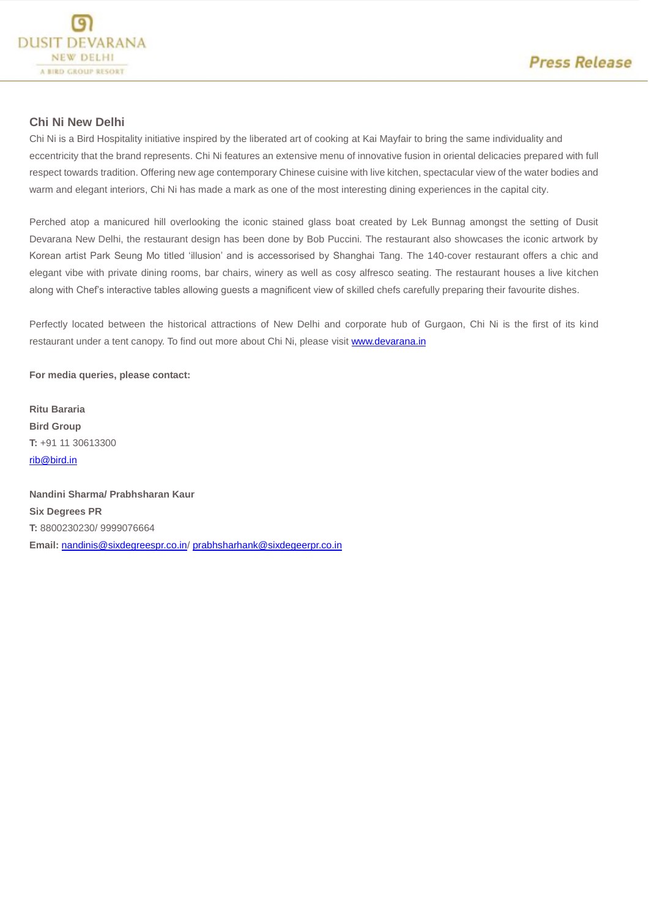## Chi Ni New Delhi

Chi Ni is a Bird Hospitality initiative inspired by the liberated art of cooking at Kai Mayfair to bring the same individuality and eccentricity that the brand represents. Chi Ni features an extensive menu of innovative fusion in oriental delicacies prepared with full respect towards tradition. Offering new age contemporary Chinese cuisine with live kitchen, spectacular view of the water bodies and warm and elegant interiors, Chi Ni has made a mark as one of the most interesting dining experiences in the capital city.

Perched atop a manicured hill overlooking the iconic stained glass boat created by Lek Bunnag amongst the setting of Dusit Devarana New Delhi, the restaurant design has been done by Bob Puccini. The restaurant also showcases the iconic artwork by Korean artist Park Seung Mo titled 'illusion' and is accessorised by Shanghai Tang. The 140-cover restaurant offers a chic and elegant vibe with private dining rooms, bar chairs, winery as well as cosy alfresco seating. The restaurant houses a live kitchen along with Chef's interactive tables allowing guests a magnificent view of skilled chefs carefully preparing their favourite dishes.

Perfectly located between the historical attractions of New Delhi and corporate hub of Gurgaon, Chi Ni is the first of its kind restaurant under a tent canopy. To find out more about Chi Ni, please visit www.devarana.in

**For media queries, please contact:**

**Ritu Bararia**
**Bird Group**
**T:** +91 11 30613300
rib@bird.in

**Nandini Sharma/ Prabhsharan Kaur**
**Six Degrees PR**
**T:** 8800230230/ 9999076664
**Email:** nandinis@sixdegreespr.co.in/ prabhsharhank@sixdegeerpr.co.in